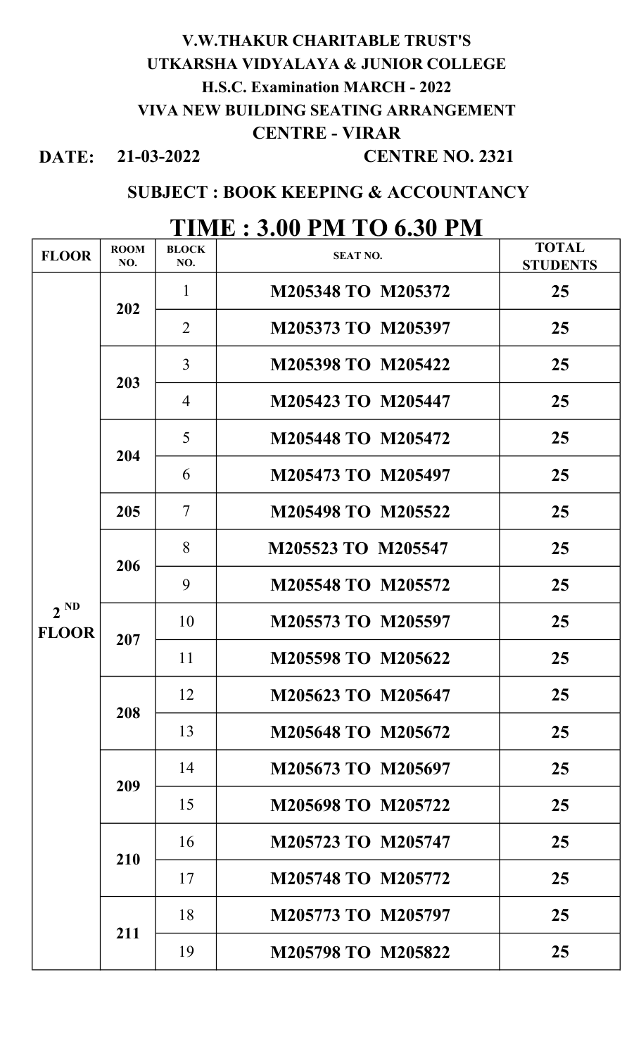**V.W.THAKUR CHARITABLE TRUST'S**

**UTKARSHA VIDYALAYA & JUNIOR COLLEGE**

**H.S.C. Examination MARCH - 2022**

**VIVA NEW BUILDING SEATING ARRANGEMENT**

**CENTRE - VIRAR**

**DATE: 21-03-2022** **CENTRE NO. 2321**

**SUBJECT : BOOK KEEPING & ACCOUNTANCY**

## TIME : 3.00 PM TO 6.30 PM

| FLOOR | ROOM NO. | BLOCK NO. | SEAT NO. | TOTAL STUDENTS |
|---|---|---|---|---|
| 2 ND FLOOR | 202 | 1 | M205348 TO M205372 | 25 |
| | | 2 | M205373 TO M205397 | 25 |
| | 203 | 3 | M205398 TO M205422 | 25 |
| | | 4 | M205423 TO M205447 | 25 |
| | 204 | 5 | M205448 TO M205472 | 25 |
| | | 6 | M205473 TO M205497 | 25 |
| | 205 | 7 | M205498 TO M205522 | 25 |
| | 206 | 8 | M205523 TO M205547 | 25 |
| | | 9 | M205548 TO M205572 | 25 |
| | 207 | 10 | M205573 TO M205597 | 25 |
| | | 11 | M205598 TO M205622 | 25 |
| | 208 | 12 | M205623 TO M205647 | 25 |
| | | 13 | M205648 TO M205672 | 25 |
| | 209 | 14 | M205673 TO M205697 | 25 |
| | | 15 | M205698 TO M205722 | 25 |
| | 210 | 16 | M205723 TO M205747 | 25 |
| | | 17 | M205748 TO M205772 | 25 |
| | 211 | 18 | M205773 TO M205797 | 25 |
| | | 19 | M205798 TO M205822 | 25 |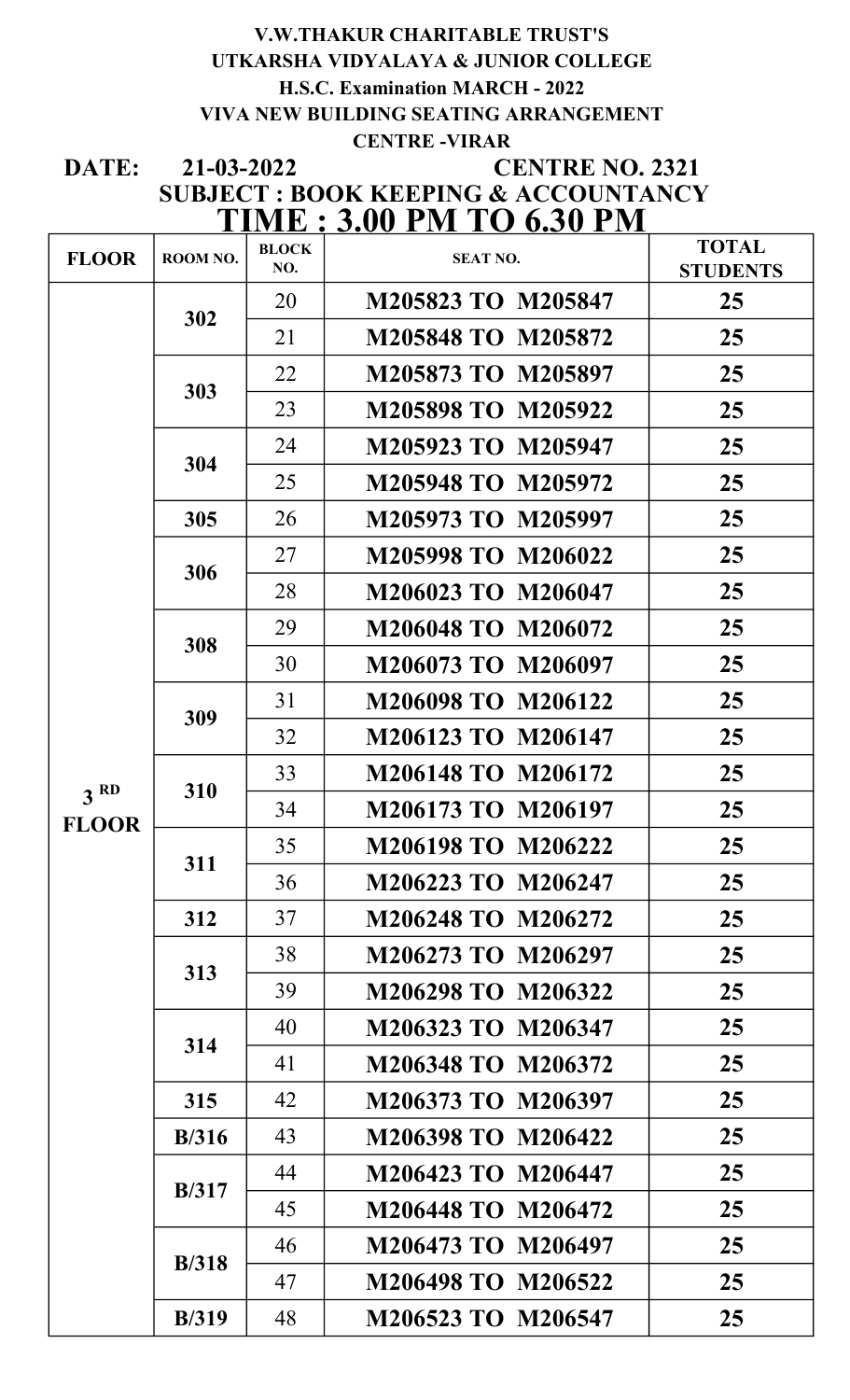**V.W.THAKUR CHARITABLE TRUST'S**

**UTKARSHA VIDYALAYA & JUNIOR COLLEGE**

**H.S.C. Examination MARCH - 2022**

**VIVA NEW BUILDING SEATING ARRANGEMENT**

**CENTRE -VIRAR**

**DATE: 21-03-2022 CENTRE NO. 2321**

**SUBJECT : BOOK KEEPING & ACCOUNTANCY**

**TIME : 3.00 PM TO 6.30 PM**

| FLOOR | ROOM NO. | BLOCK NO. | SEAT NO. | TOTAL STUDENTS |
|---|---|---|---|---|
| 3 RD FLOOR | 302 | 20 | M205823 TO M205847 | 25 |
| | | 21 | M205848 TO M205872 | 25 |
| | 303 | 22 | M205873 TO M205897 | 25 |
| | | 23 | M205898 TO M205922 | 25 |
| | 304 | 24 | M205923 TO M205947 | 25 |
| | | 25 | M205948 TO M205972 | 25 |
| | 305 | 26 | M205973 TO M205997 | 25 |
| | 306 | 27 | M205998 TO M206022 | 25 |
| | | 28 | M206023 TO M206047 | 25 |
| | 308 | 29 | M206048 TO M206072 | 25 |
| | | 30 | M206073 TO M206097 | 25 |
| | 309 | 31 | M206098 TO M206122 | 25 |
| | | 32 | M206123 TO M206147 | 25 |
| | 310 | 33 | M206148 TO M206172 | 25 |
| | | 34 | M206173 TO M206197 | 25 |
| | 311 | 35 | M206198 TO M206222 | 25 |
| | | 36 | M206223 TO M206247 | 25 |
| | 312 | 37 | M206248 TO M206272 | 25 |
| | 313 | 38 | M206273 TO M206297 | 25 |
| | | 39 | M206298 TO M206322 | 25 |
| | 314 | 40 | M206323 TO M206347 | 25 |
| | | 41 | M206348 TO M206372 | 25 |
| | 315 | 42 | M206373 TO M206397 | 25 |
| | B/316 | 43 | M206398 TO M206422 | 25 |
| | B/317 | 44 | M206423 TO M206447 | 25 |
| | | 45 | M206448 TO M206472 | 25 |
| | B/318 | 46 | M206473 TO M206497 | 25 |
| | | 47 | M206498 TO M206522 | 25 |
| | B/319 | 48 | M206523 TO M206547 | 25 |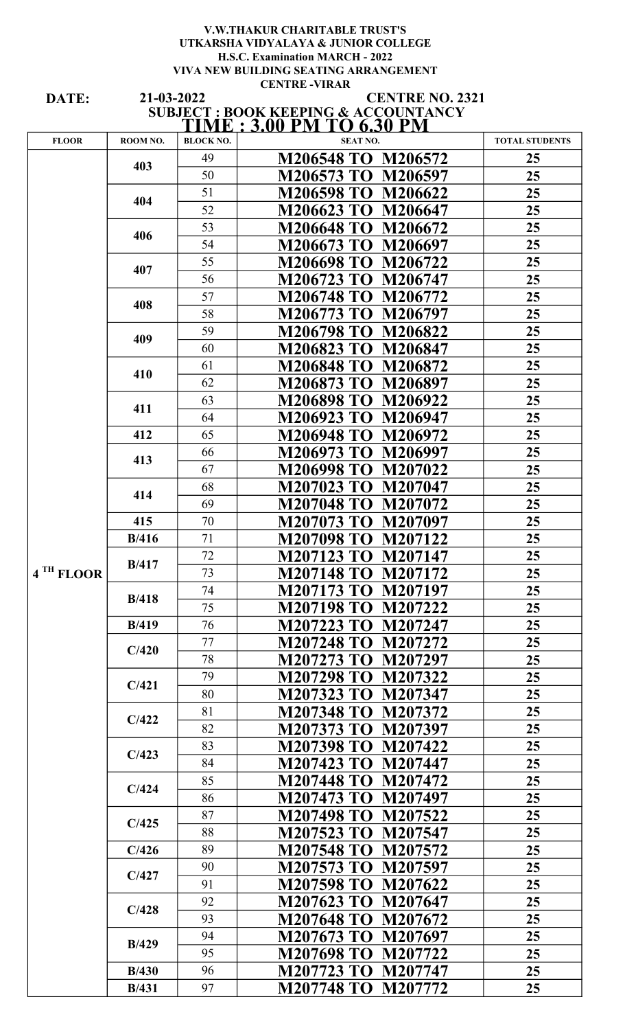**V.W.THAKUR CHARITABLE TRUST'S**
**UTKARSHA VIDYALAYA & JUNIOR COLLEGE**
**H.S.C. Examination MARCH - 2022**
**VIVA NEW BUILDING SEATING ARRANGEMENT**
**CENTRE -VIRAR**

**DATE: 21-03-2022** **CENTRE NO. 2321**

**SUBJECT : BOOK KEEPING & ACCOUNTANCY**

**TIME : 3.00 PM TO 6.30 PM**

| FLOOR | ROOM NO. | BLOCK NO. | SEAT NO. | TOTAL STUDENTS |
|---|---|---|---|---|
| 4 TH FLOOR | 403 | 49 | M206548 TO M206572 | 25 |
| | | 50 | M206573 TO M206597 | 25 |
| | 404 | 51 | M206598 TO M206622 | 25 |
| | | 52 | M206623 TO M206647 | 25 |
| | 406 | 53 | M206648 TO M206672 | 25 |
| | | 54 | M206673 TO M206697 | 25 |
| | 407 | 55 | M206698 TO M206722 | 25 |
| | | 56 | M206723 TO M206747 | 25 |
| | 408 | 57 | M206748 TO M206772 | 25 |
| | | 58 | M206773 TO M206797 | 25 |
| | 409 | 59 | M206798 TO M206822 | 25 |
| | | 60 | M206823 TO M206847 | 25 |
| | 410 | 61 | M206848 TO M206872 | 25 |
| | | 62 | M206873 TO M206897 | 25 |
| | 411 | 63 | M206898 TO M206922 | 25 |
| | | 64 | M206923 TO M206947 | 25 |
| | 412 | 65 | M206948 TO M206972 | 25 |
| | 413 | 66 | M206973 TO M206997 | 25 |
| | | 67 | M206998 TO M207022 | 25 |
| | 414 | 68 | M207023 TO M207047 | 25 |
| | | 69 | M207048 TO M207072 | 25 |
| | 415 | 70 | M207073 TO M207097 | 25 |
| | B/416 | 71 | M207098 TO M207122 | 25 |
| | B/417 | 72 | M207123 TO M207147 | 25 |
| | | 73 | M207148 TO M207172 | 25 |
| | B/418 | 74 | M207173 TO M207197 | 25 |
| | | 75 | M207198 TO M207222 | 25 |
| | B/419 | 76 | M207223 TO M207247 | 25 |
| | C/420 | 77 | M207248 TO M207272 | 25 |
| | | 78 | M207273 TO M207297 | 25 |
| | C/421 | 79 | M207298 TO M207322 | 25 |
| | | 80 | M207323 TO M207347 | 25 |
| | C/422 | 81 | M207348 TO M207372 | 25 |
| | | 82 | M207373 TO M207397 | 25 |
| | C/423 | 83 | M207398 TO M207422 | 25 |
| | | 84 | M207423 TO M207447 | 25 |
| | C/424 | 85 | M207448 TO M207472 | 25 |
| | | 86 | M207473 TO M207497 | 25 |
| | C/425 | 87 | M207498 TO M207522 | 25 |
| | | 88 | M207523 TO M207547 | 25 |
| | C/426 | 89 | M207548 TO M207572 | 25 |
| | C/427 | 90 | M207573 TO M207597 | 25 |
| | | 91 | M207598 TO M207622 | 25 |
| | C/428 | 92 | M207623 TO M207647 | 25 |
| | | 93 | M207648 TO M207672 | 25 |
| | B/429 | 94 | M207673 TO M207697 | 25 |
| | | 95 | M207698 TO M207722 | 25 |
| | B/430 | 96 | M207723 TO M207747 | 25 |
| | B/431 | 97 | M207748 TO M207772 | 25 |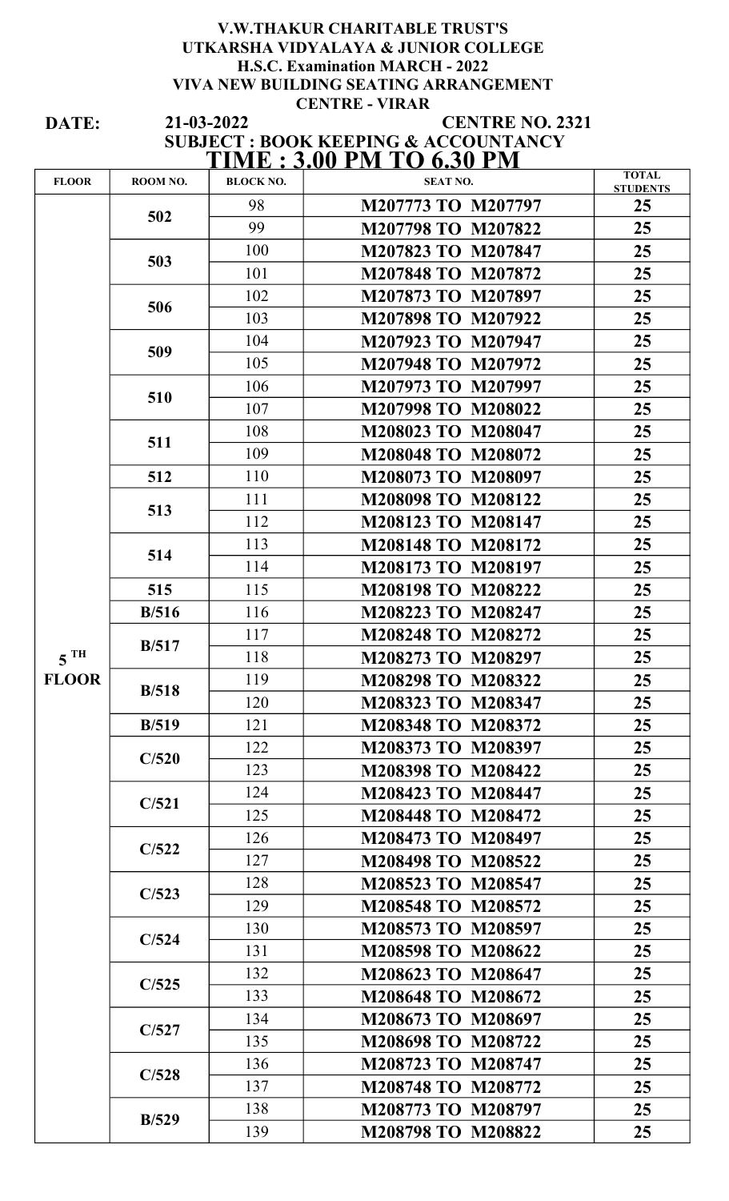**V.W.THAKUR CHARITABLE TRUST'S**
**UTKARSHA VIDYALAYA & JUNIOR COLLEGE**
**H.S.C. Examination MARCH - 2022**
**VIVA NEW BUILDING SEATING ARRANGEMENT**
**CENTRE - VIRAR**

**DATE: 21-03-2022** **CENTRE NO. 2321**

**SUBJECT : BOOK KEEPING & ACCOUNTANCY**

**TIME : 3.00 PM TO 6.30 PM**

| FLOOR | ROOM NO. | BLOCK NO. | SEAT NO. | TOTAL STUDENTS |
|---|---|---|---|---|
| 5 TH FLOOR | 502 | 98 | M207773 TO M207797 | 25 |
| | | 99 | M207798 TO M207822 | 25 |
| | 503 | 100 | M207823 TO M207847 | 25 |
| | | 101 | M207848 TO M207872 | 25 |
| | 506 | 102 | M207873 TO M207897 | 25 |
| | | 103 | M207898 TO M207922 | 25 |
| | 509 | 104 | M207923 TO M207947 | 25 |
| | | 105 | M207948 TO M207972 | 25 |
| | 510 | 106 | M207973 TO M207997 | 25 |
| | | 107 | M207998 TO M208022 | 25 |
| | 511 | 108 | M208023 TO M208047 | 25 |
| | | 109 | M208048 TO M208072 | 25 |
| | 512 | 110 | M208073 TO M208097 | 25 |
| | 513 | 111 | M208098 TO M208122 | 25 |
| | | 112 | M208123 TO M208147 | 25 |
| | 514 | 113 | M208148 TO M208172 | 25 |
| | | 114 | M208173 TO M208197 | 25 |
| | 515 | 115 | M208198 TO M208222 | 25 |
| | B/516 | 116 | M208223 TO M208247 | 25 |
| | B/517 | 117 | M208248 TO M208272 | 25 |
| | | 118 | M208273 TO M208297 | 25 |
| | B/518 | 119 | M208298 TO M208322 | 25 |
| | | 120 | M208323 TO M208347 | 25 |
| | B/519 | 121 | M208348 TO M208372 | 25 |
| | C/520 | 122 | M208373 TO M208397 | 25 |
| | | 123 | M208398 TO M208422 | 25 |
| | C/521 | 124 | M208423 TO M208447 | 25 |
| | | 125 | M208448 TO M208472 | 25 |
| | C/522 | 126 | M208473 TO M208497 | 25 |
| | | 127 | M208498 TO M208522 | 25 |
| | C/523 | 128 | M208523 TO M208547 | 25 |
| | | 129 | M208548 TO M208572 | 25 |
| | C/524 | 130 | M208573 TO M208597 | 25 |
| | | 131 | M208598 TO M208622 | 25 |
| | C/525 | 132 | M208623 TO M208647 | 25 |
| | | 133 | M208648 TO M208672 | 25 |
| | C/527 | 134 | M208673 TO M208697 | 25 |
| | | 135 | M208698 TO M208722 | 25 |
| | C/528 | 136 | M208723 TO M208747 | 25 |
| | | 137 | M208748 TO M208772 | 25 |
| | B/529 | 138 | M208773 TO M208797 | 25 |
| | | 139 | M208798 TO M208822 | 25 |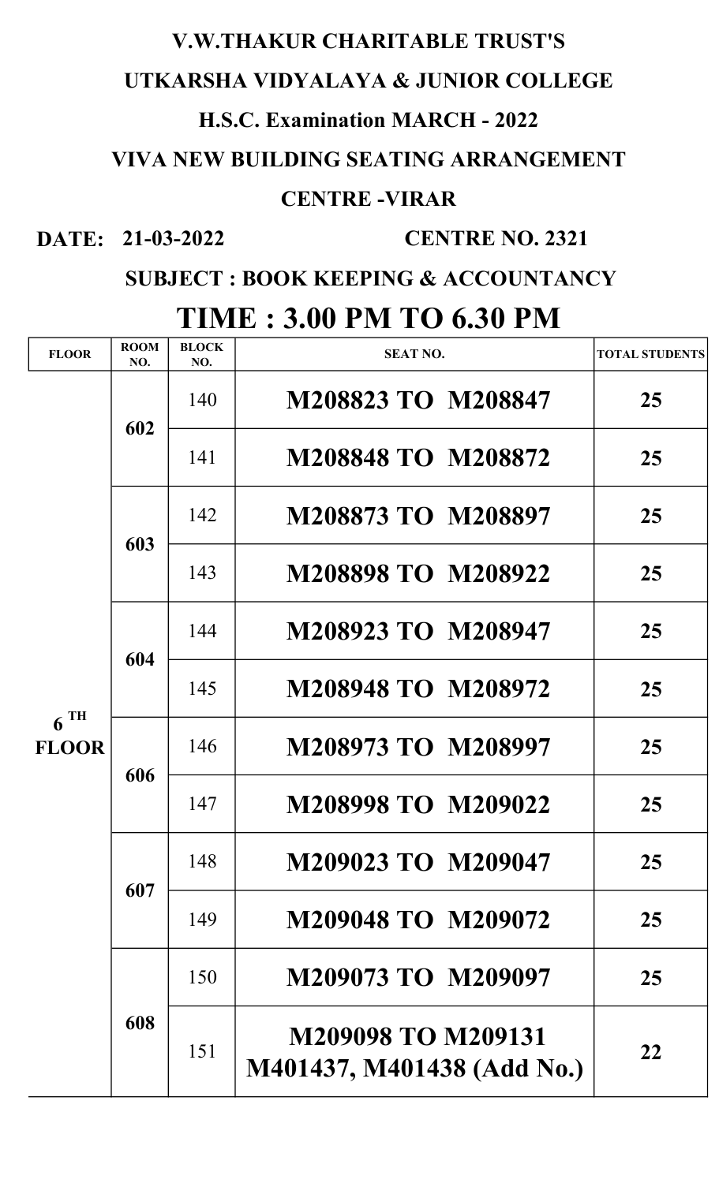# V.W.THAKUR CHARITABLE TRUST'S

# UTKARSHA VIDYALAYA & JUNIOR COLLEGE

## H.S.C. Examination MARCH - 2022

## VIVA NEW BUILDING SEATING ARRANGEMENT

## CENTRE -VIRAR

**DATE: 21-03-2022** **CENTRE NO. 2321**

**SUBJECT : BOOK KEEPING & ACCOUNTANCY**

# TIME : 3.00 PM TO 6.30 PM

| FLOOR | ROOM NO. | BLOCK NO. | SEAT NO. | TOTAL STUDENTS |
|---|---|---|---|---|
| 6 TH FLOOR | 602 | 140 | **M208823 TO M208847** | **25** |
| | | 141 | **M208848 TO M208872** | **25** |
| | 603 | 142 | **M208873 TO M208897** | **25** |
| | | 143 | **M208898 TO M208922** | **25** |
| | 604 | 144 | **M208923 TO M208947** | **25** |
| | | 145 | **M208948 TO M208972** | **25** |
| | 606 | 146 | **M208973 TO M208997** | **25** |
| | | 147 | **M208998 TO M209022** | **25** |
| | 607 | 148 | **M209023 TO M209047** | **25** |
| | | 149 | **M209048 TO M209072** | **25** |
| | 608 | 150 | **M209073 TO M209097** | **25** |
| | | 151 | **M209098 TO M209131 M401437, M401438 (Add No.)** | **22** |